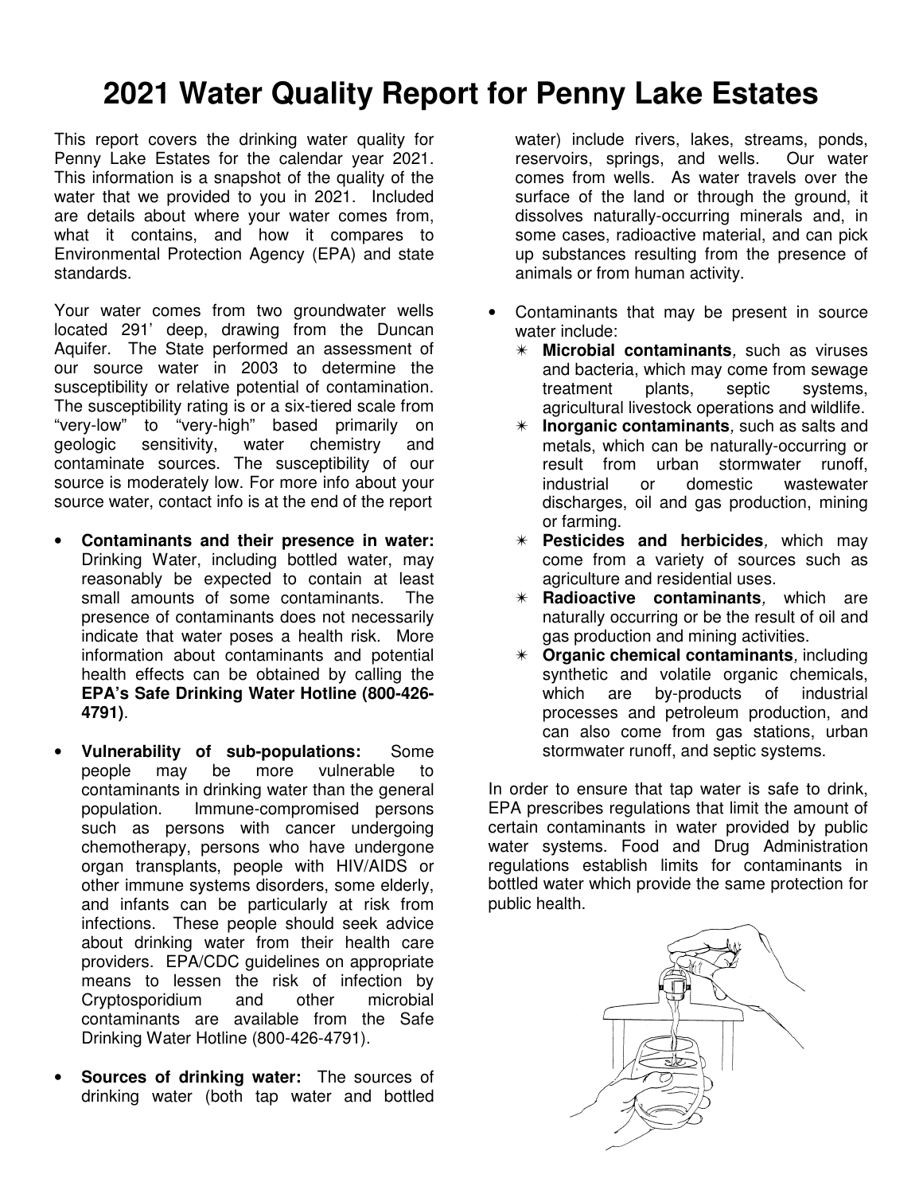# 2021 Water Quality Report for Penny Lake Estates

This report covers the drinking water quality for Penny Lake Estates for the calendar year 2021. This information is a snapshot of the quality of the water that we provided to you in 2021. Included are details about where your water comes from, what it contains, and how it compares to Environmental Protection Agency (EPA) and state standards.

Your water comes from two groundwater wells located 291' deep, drawing from the Duncan Aquifer. The State performed an assessment of our source water in 2003 to determine the susceptibility or relative potential of contamination. The susceptibility rating is or a six-tiered scale from "very-low" to "very-high" based primarily on geologic sensitivity, water chemistry and contaminate sources. The susceptibility of our source is moderately low. For more info about your source water, contact info is at the end of the report

- **Contaminants and their presence in water:** Drinking Water, including bottled water, may reasonably be expected to contain at least small amounts of some contaminants. The presence of contaminants does not necessarily indicate that water poses a health risk. More information about contaminants and potential health effects can be obtained by calling the **EPA's Safe Drinking Water Hotline (800-426-4791)**.

- **Vulnerability of sub-populations:** Some people may be more vulnerable to contaminants in drinking water than the general population. Immune-compromised persons such as persons with cancer undergoing chemotherapy, persons who have undergone organ transplants, people with HIV/AIDS or other immune systems disorders, some elderly, and infants can be particularly at risk from infections. These people should seek advice about drinking water from their health care providers. EPA/CDC guidelines on appropriate means to lessen the risk of infection by Cryptosporidium and other microbial contaminants are available from the Safe Drinking Water Hotline (800-426-4791).

- **Sources of drinking water:** The sources of drinking water (both tap water and bottled water) include rivers, lakes, streams, ponds, reservoirs, springs, and wells. Our water comes from wells. As water travels over the surface of the land or through the ground, it dissolves naturally-occurring minerals and, in some cases, radioactive material, and can pick up substances resulting from the presence of animals or from human activity.

- Contaminants that may be present in source water include:
  - **Microbial contaminants**, such as viruses and bacteria, which may come from sewage treatment plants, septic systems, agricultural livestock operations and wildlife.
  - **Inorganic contaminants**, such as salts and metals, which can be naturally-occurring or result from urban stormwater runoff, industrial or domestic wastewater discharges, oil and gas production, mining or farming.
  - **Pesticides and herbicides**, which may come from a variety of sources such as agriculture and residential uses.
  - **Radioactive contaminants**, which are naturally occurring or be the result of oil and gas production and mining activities.
  - **Organic chemical contaminants**, including synthetic and volatile organic chemicals, which are by-products of industrial processes and petroleum production, and can also come from gas stations, urban stormwater runoff, and septic systems.

In order to ensure that tap water is safe to drink, EPA prescribes regulations that limit the amount of certain contaminants in water provided by public water systems. Food and Drug Administration regulations establish limits for contaminants in bottled water which provide the same protection for public health.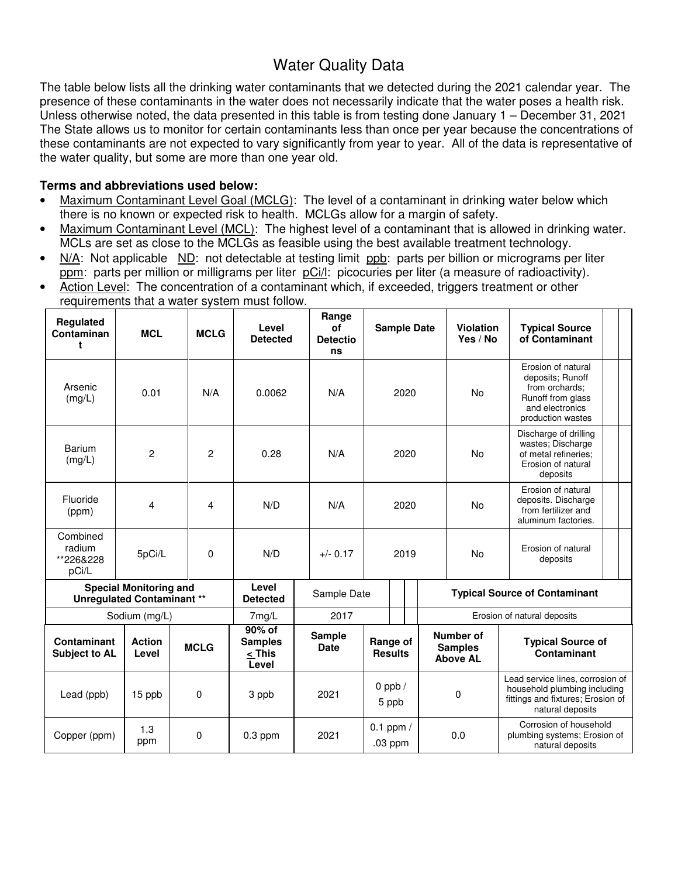# Water Quality Data

The table below lists all the drinking water contaminants that we detected during the 2021 calendar year. The presence of these contaminants in the water does not necessarily indicate that the water poses a health risk. Unless otherwise noted, the data presented in this table is from testing done January 1 – December 31, 2021 The State allows us to monitor for certain contaminants less than once per year because the concentrations of these contaminants are not expected to vary significantly from year to year. All of the data is representative of the water quality, but some are more than one year old.

**Terms and abbreviations used below:**

- Maximum Contaminant Level Goal (MCLG): The level of a contaminant in drinking water below which there is no known or expected risk to health. MCLGs allow for a margin of safety.
- Maximum Contaminant Level (MCL): The highest level of a contaminant that is allowed in drinking water. MCLs are set as close to the MCLGs as feasible using the best available treatment technology.
- N/A: Not applicable ND: not detectable at testing limit ppb: parts per billion or micrograms per liter ppm: parts per million or milligrams per liter pCi/l: picocuries per liter (a measure of radioactivity).
- Action Level: The concentration of a contaminant which, if exceeded, triggers treatment or other requirements that a water system must follow.

| Regulated Contaminant | MCL | MCLG | Level Detected | Range of Detections | Sample Date | Violation Yes / No | Typical Source of Contaminant |
|---|---|---|---|---|---|---|---|
| Arsenic (mg/L) | 0.01 | N/A | 0.0062 | N/A | 2020 | No | Erosion of natural deposits; Runoff from orchards; Runoff from glass and electronics production wastes |
| Barium (mg/L) | 2 | 2 | 0.28 | N/A | 2020 | No | Discharge of drilling wastes; Discharge of metal refineries; Erosion of natural deposits |
| Fluoride (ppm) | 4 | 4 | N/D | N/A | 2020 | No | Erosion of natural deposits. Discharge from fertilizer and aluminum factories. |
| Combined radium **226&228 pCi/L | 5pCi/L | 0 | N/D | +/- 0.17 | 2019 | No | Erosion of natural deposits |

| Special Monitoring and Unregulated Contaminant ** | Level Detected | Sample Date | Typical Source of Contaminant |
|---|---|---|---|
| Sodium (mg/L) | 7mg/L | 2017 | Erosion of natural deposits |

| Contaminant Subject to AL | Action Level | MCLG | 90% of Samples ≤ This Level | Sample Date | Range of Results | Number of Samples Above AL | Typical Source of Contaminant |
|---|---|---|---|---|---|---|---|
| Lead (ppb) | 15 ppb | 0 | 3 ppb | 2021 | 0 ppb / 5 ppb | 0 | Lead service lines, corrosion of household plumbing including fittings and fixtures; Erosion of natural deposits |
| Copper (ppm) | 1.3 ppm | 0 | 0.3 ppm | 2021 | 0.1 ppm / .03 ppm | 0.0 | Corrosion of household plumbing systems; Erosion of natural deposits |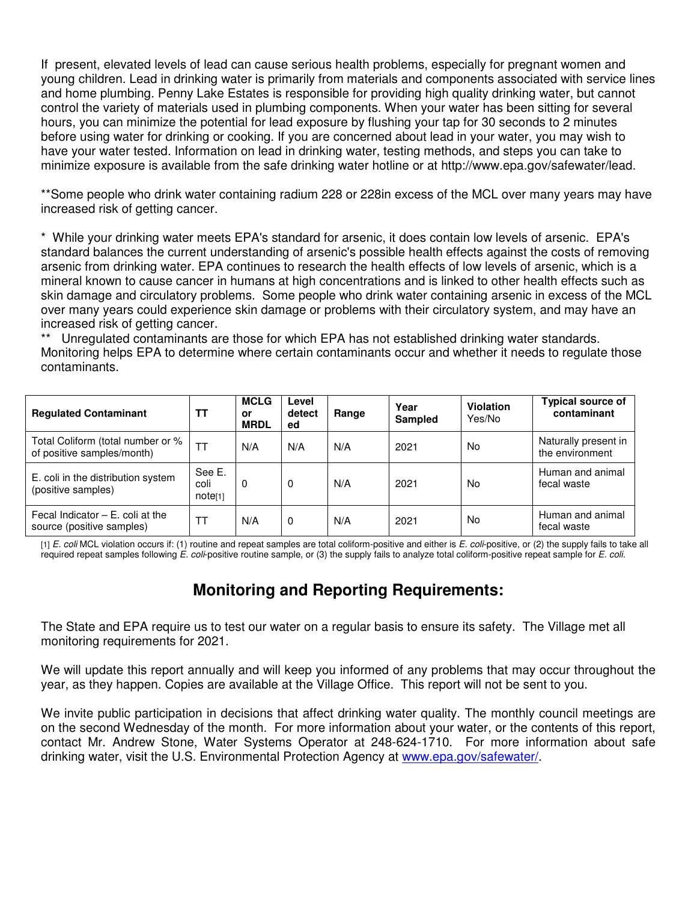If present, elevated levels of lead can cause serious health problems, especially for pregnant women and young children. Lead in drinking water is primarily from materials and components associated with service lines and home plumbing. Penny Lake Estates is responsible for providing high quality drinking water, but cannot control the variety of materials used in plumbing components. When your water has been sitting for several hours, you can minimize the potential for lead exposure by flushing your tap for 30 seconds to 2 minutes before using water for drinking or cooking. If you are concerned about lead in your water, you may wish to have your water tested. Information on lead in drinking water, testing methods, and steps you can take to minimize exposure is available from the safe drinking water hotline or at http://www.epa.gov/safewater/lead.

**Some people who drink water containing radium 228 or 228in excess of the MCL over many years may have increased risk of getting cancer.

* While your drinking water meets EPA's standard for arsenic, it does contain low levels of arsenic. EPA's standard balances the current understanding of arsenic's possible health effects against the costs of removing arsenic from drinking water. EPA continues to research the health effects of low levels of arsenic, which is a mineral known to cause cancer in humans at high concentrations and is linked to other health effects such as skin damage and circulatory problems. Some people who drink water containing arsenic in excess of the MCL over many years could experience skin damage or problems with their circulatory system, and may have an increased risk of getting cancer.

** Unregulated contaminants are those for which EPA has not established drinking water standards. Monitoring helps EPA to determine where certain contaminants occur and whether it needs to regulate those contaminants.

| **Regulated Contaminant** | **TT** | **MCLG or MRDL** | **Level detected** | **Range** | **Year Sampled** | **Violation** Yes/No | **Typical source of contaminant** |
|---|---|---|---|---|---|---|---|
| Total Coliform (total number or % of positive samples/month) | TT | N/A | N/A | N/A | 2021 | No | Naturally present in the environment |
| E. coli in the distribution system (positive samples) | See E. coli note[1] | 0 | 0 | N/A | 2021 | No | Human and animal fecal waste |
| Fecal Indicator – E. coli at the source (positive samples) | TT | N/A | 0 | N/A | 2021 | No | Human and animal fecal waste |

[1] *E. coli* MCL violation occurs if: (1) routine and repeat samples are total coliform-positive and either is *E. coli*-positive, or (2) the supply fails to take all required repeat samples following *E. coli*-positive routine sample, or (3) the supply fails to analyze total coliform-positive repeat sample for *E. coli*.

## Monitoring and Reporting Requirements:

The State and EPA require us to test our water on a regular basis to ensure its safety. The Village met all monitoring requirements for 2021.

We will update this report annually and will keep you informed of any problems that may occur throughout the year, as they happen. Copies are available at the Village Office. This report will not be sent to you.

We invite public participation in decisions that affect drinking water quality. The monthly council meetings are on the second Wednesday of the month. For more information about your water, or the contents of this report, contact Mr. Andrew Stone, Water Systems Operator at 248-624-1710. For more information about safe drinking water, visit the U.S. Environmental Protection Agency at www.epa.gov/safewater/.